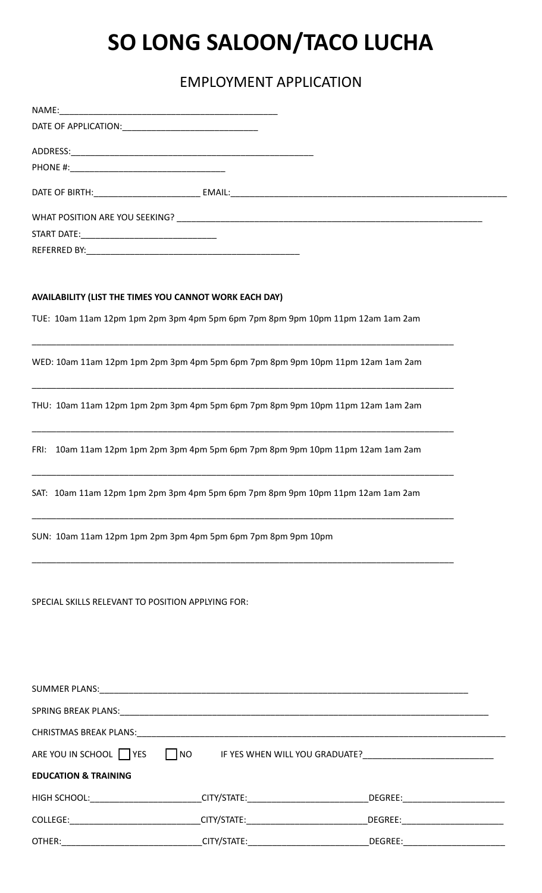# SO LONG SALOON/TACO LUCHA

## EMPLOYMENT APPLICATION

NAME:_____________________________________________

DATE OF APPLICATION:___________________________

ADDRESS:__________________________________________________

PHONE #:________________________________

DATE OF BIRTH:_____________________ EMAIL:________________________________________________________

WHAT POSITION ARE YOU SEEKING? _______________________________________________________________

START DATE:____________________________

REFERRED BY:____________________________________________

**AVAILABILITY (LIST THE TIMES YOU CANNOT WORK EACH DAY)**

TUE: 10am 11am 12pm 1pm 2pm 3pm 4pm 5pm 6pm 7pm 8pm 9pm 10pm 11pm 12am 1am 2am

_________________________________________________________________________________________

WED: 10am 11am 12pm 1pm 2pm 3pm 4pm 5pm 6pm 7pm 8pm 9pm 10pm 11pm 12am 1am 2am

_________________________________________________________________________________________

THU: 10am 11am 12pm 1pm 2pm 3pm 4pm 5pm 6pm 7pm 8pm 9pm 10pm 11pm 12am 1am 2am

_________________________________________________________________________________________

FRI: 10am 11am 12pm 1pm 2pm 3pm 4pm 5pm 6pm 7pm 8pm 9pm 10pm 11pm 12am 1am 2am

_________________________________________________________________________________________

SAT: 10am 11am 12pm 1pm 2pm 3pm 4pm 5pm 6pm 7pm 8pm 9pm 10pm 11pm 12am 1am 2am

_________________________________________________________________________________________

SUN: 10am 11am 12pm 1pm 2pm 3pm 4pm 5pm 6pm 7pm 8pm 9pm 10pm

_________________________________________________________________________________________

SPECIAL SKILLS RELEVANT TO POSITION APPLYING FOR:

SUMMER PLANS:____________________________________________________________________________

SPRING BREAK PLANS:_______________________________________________________________________

CHRISTMAS BREAK PLANS:_____________________________________________________________________

ARE YOU IN SCHOOL ☐ YES ☐ NO IF YES WHEN WILL YOU GRADUATE?__________________________

**EDUCATION & TRAINING**

HIGH SCHOOL:______________________CITY/STATE:________________________DEGREE:_____________________

COLLEGE:__________________________CITY/STATE:________________________DEGREE:_____________________

OTHER:____________________________CITY/STATE:________________________DEGREE:_____________________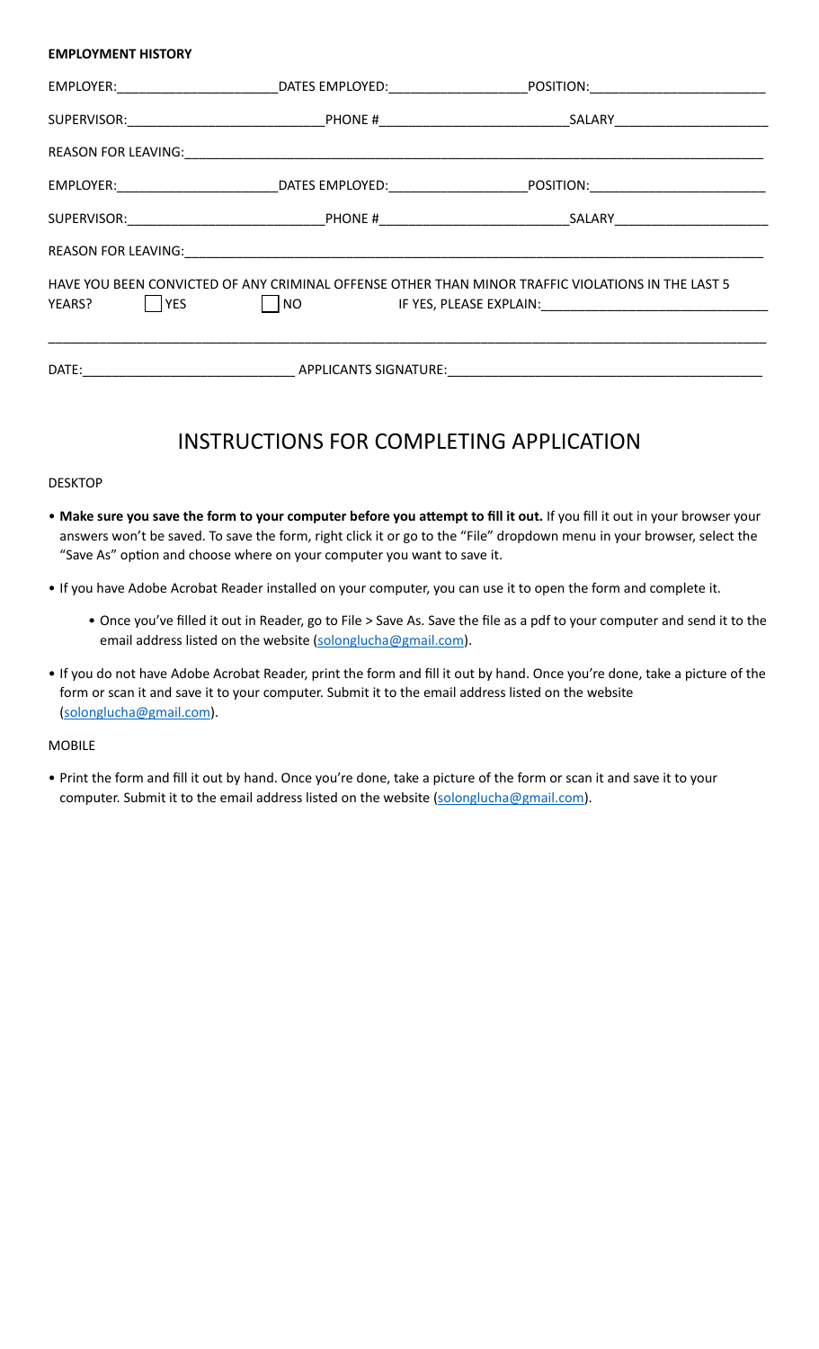**EMPLOYMENT HISTORY**

EMPLOYER:______________________ DATES EMPLOYED:__________________ POSITION:________________________

SUPERVISOR:__________________________ PHONE #__________________________ SALARY_____________________

REASON FOR LEAVING:_____________________________________________________________________________

EMPLOYER:______________________ DATES EMPLOYED:__________________ POSITION:________________________

SUPERVISOR:__________________________ PHONE #__________________________ SALARY_____________________

REASON FOR LEAVING:_____________________________________________________________________________

HAVE YOU BEEN CONVICTED OF ANY CRIMINAL OFFENSE OTHER THAN MINOR TRAFFIC VIOLATIONS IN THE LAST 5 YEARS? ☐ YES ☐ NO IF YES, PLEASE EXPLAIN:______________________________

_____________________________________________________________________________________________

DATE:____________________________ APPLICANTS SIGNATURE:___________________________________________

# INSTRUCTIONS FOR COMPLETING APPLICATION

DESKTOP

- **Make sure you save the form to your computer before you attempt to fill it out.** If you fill it out in your browser your answers won't be saved. To save the form, right click it or go to the "File" dropdown menu in your browser, select the "Save As" option and choose where on your computer you want to save it.
- If you have Adobe Acrobat Reader installed on your computer, you can use it to open the form and complete it.
  - Once you've filled it out in Reader, go to File > Save As. Save the file as a pdf to your computer and send it to the email address listed on the website (solonglucha@gmail.com).
- If you do not have Adobe Acrobat Reader, print the form and fill it out by hand. Once you're done, take a picture of the form or scan it and save it to your computer. Submit it to the email address listed on the website (solonglucha@gmail.com).

MOBILE

- Print the form and fill it out by hand. Once you're done, take a picture of the form or scan it and save it to your computer. Submit it to the email address listed on the website (solonglucha@gmail.com).